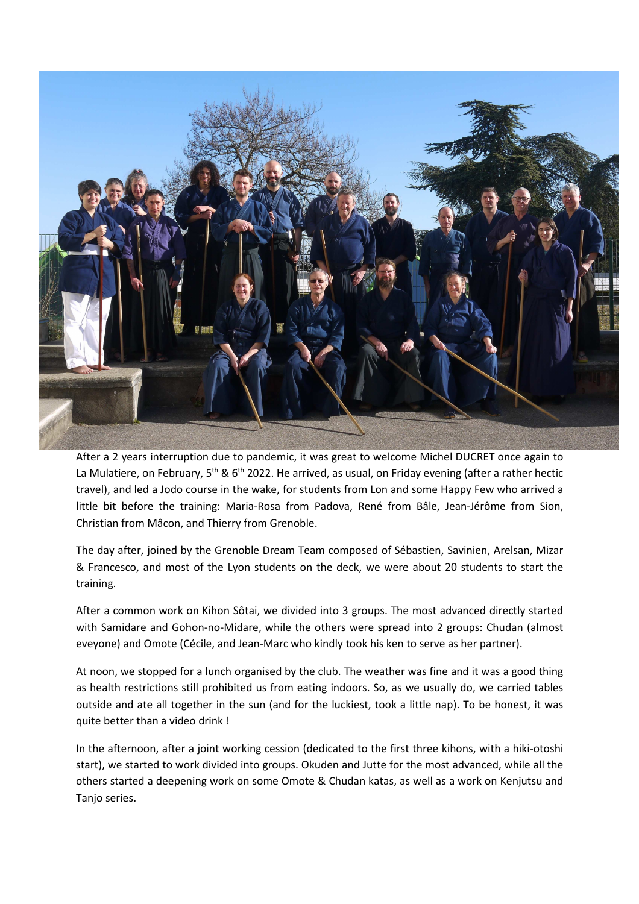After a 2 years interruption due to pandemic, it was great to welcome Michel DUCRET once again to La Mulatiere, on February, 5th & 6th 2022. He arrived, as usual, on Friday evening (after a rather hectic travel), and led a Jodo course in the wake, for students from Lon and some Happy Few who arrived a little bit before the training: Maria-Rosa from Padova, René from Bâle, Jean-Jérôme from Sion, Christian from Mâcon, and Thierry from Grenoble.

The day after, joined by the Grenoble Dream Team composed of Sébastien, Savinien, Arelsan, Mizar & Francesco, and most of the Lyon students on the deck, we were about 20 students to start the training.

After a common work on Kihon Sôtai, we divided into 3 groups. The most advanced directly started with Samidare and Gohon-no-Midare, while the others were spread into 2 groups: Chudan (almost eveyone) and Omote (Cécile, and Jean-Marc who kindly took his ken to serve as her partner).

At noon, we stopped for a lunch organised by the club. The weather was fine and it was a good thing as health restrictions still prohibited us from eating indoors. So, as we usually do, we carried tables outside and ate all together in the sun (and for the luckiest, took a little nap). To be honest, it was quite better than a video drink !

In the afternoon, after a joint working cession (dedicated to the first three kihons, with a hiki-otoshi start), we started to work divided into groups. Okuden and Jutte for the most advanced, while all the others started a deepening work on some Omote & Chudan katas, as well as a work on Kenjutsu and Tanjo series.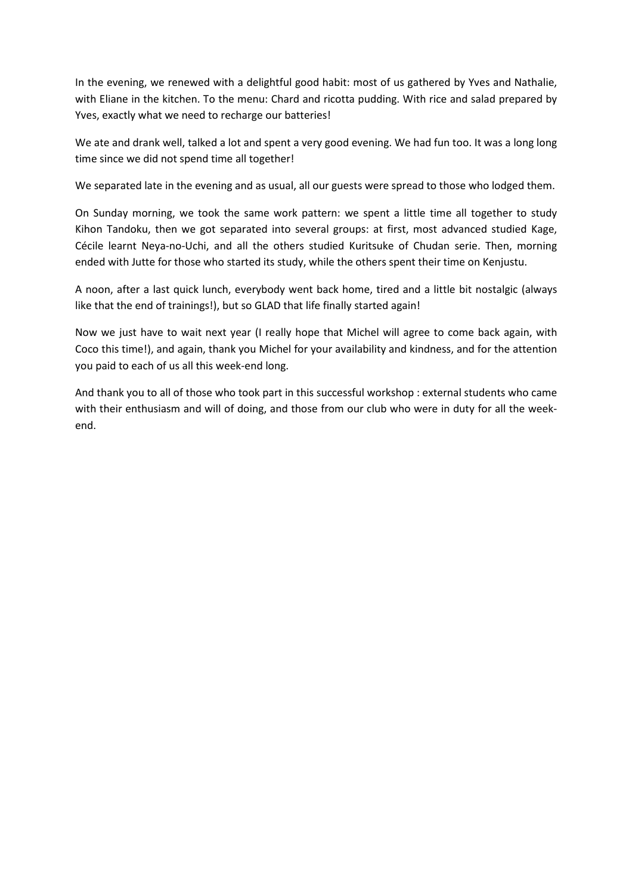In the evening, we renewed with a delightful good habit: most of us gathered by Yves and Nathalie, with Eliane in the kitchen. To the menu: Chard and ricotta pudding. With rice and salad prepared by Yves, exactly what we need to recharge our batteries!

We ate and drank well, talked a lot and spent a very good evening. We had fun too. It was a long long time since we did not spend time all together!

We separated late in the evening and as usual, all our guests were spread to those who lodged them.

On Sunday morning, we took the same work pattern: we spent a little time all together to study Kihon Tandoku, then we got separated into several groups: at first, most advanced studied Kage, Cécile learnt Neya-no-Uchi, and all the others studied Kuritsuke of Chudan serie. Then, morning ended with Jutte for those who started its study, while the others spent their time on Kenjustu.

A noon, after a last quick lunch, everybody went back home, tired and a little bit nostalgic (always like that the end of trainings!), but so GLAD that life finally started again!

Now we just have to wait next year (I really hope that Michel will agree to come back again, with Coco this time!), and again, thank you Michel for your availability and kindness, and for the attention you paid to each of us all this week-end long.

And thank you to all of those who took part in this successful workshop : external students who came with their enthusiasm and will of doing, and those from our club who were in duty for all the week-end.